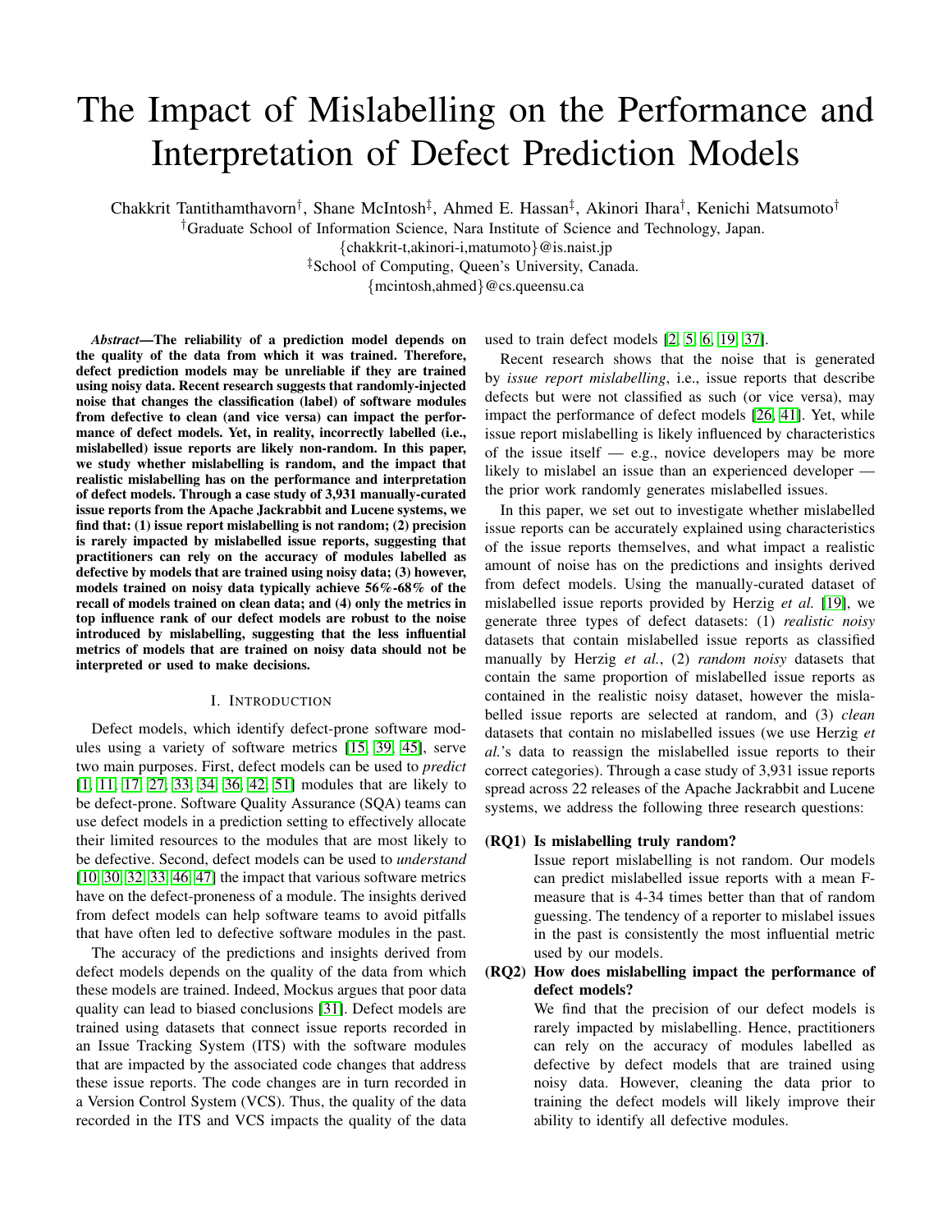# The Impact of Mislabelling on the Performance and Interpretation of Defect Prediction Models

Chakkrit Tantithamthavorn[†], Shane McIntosh[‡], Ahmed E. Hassan[‡], Akinori Ihara[†], Kenichi Matsumoto[†]

[†]Graduate School of Information Science, Nara Institute of Science and Technology, Japan.

{chakkrit-t,akinori-i,matumoto}@is.naist.jp

[‡]School of Computing, Queen's University, Canada.

{mcintosh,ahmed}@cs.queensu.ca

***Abstract*—The reliability of a prediction model depends on the quality of the data from which it was trained. Therefore, defect prediction models may be unreliable if they are trained using noisy data. Recent research suggests that randomly-injected noise that changes the classification (label) of software modules from defective to clean (and vice versa) can impact the performance of defect models. Yet, in reality, incorrectly labelled (i.e., mislabelled) issue reports are likely non-random. In this paper, we study whether mislabelling is random, and the impact that realistic mislabelling has on the performance and interpretation of defect models. Through a case study of 3,931 manually-curated issue reports from the Apache Jackrabbit and Lucene systems, we find that: (1) issue report mislabelling is not random; (2) precision is rarely impacted by mislabelled issue reports, suggesting that practitioners can rely on the accuracy of modules labelled as defective by models that are trained using noisy data; (3) however, models trained on noisy data typically achieve 56%-68% of the recall of models trained on clean data; and (4) only the metrics in top influence rank of our defect models are robust to the noise introduced by mislabelling, suggesting that the less influential metrics of models that are trained on noisy data should not be interpreted or used to make decisions.**

## I. Introduction

Defect models, which identify defect-prone software modules using a variety of software metrics [15, 39, 45], serve two main purposes. First, defect models can be used to *predict* [1, 11, 17, 27, 33, 34, 36, 42, 51] modules that are likely to be defect-prone. Software Quality Assurance (SQA) teams can use defect models in a prediction setting to effectively allocate their limited resources to the modules that are most likely to be defective. Second, defect models can be used to *understand* [10, 30, 32, 33, 46, 47] the impact that various software metrics have on the defect-proneness of a module. The insights derived from defect models can help software teams to avoid pitfalls that have often led to defective software modules in the past.

The accuracy of the predictions and insights derived from defect models depends on the quality of the data from which these models are trained. Indeed, Mockus argues that poor data quality can lead to biased conclusions [31]. Defect models are trained using datasets that connect issue reports recorded in an Issue Tracking System (ITS) with the software modules that are impacted by the associated code changes that address these issue reports. The code changes are in turn recorded in a Version Control System (VCS). Thus, the quality of the data recorded in the ITS and VCS impacts the quality of the data used to train defect models [2, 5, 6, 19, 37].

Recent research shows that the noise that is generated by *issue report mislabelling*, i.e., issue reports that describe defects but were not classified as such (or vice versa), may impact the performance of defect models [26, 41]. Yet, while issue report mislabelling is likely influenced by characteristics of the issue itself — e.g., novice developers may be more likely to mislabel an issue than an experienced developer — the prior work randomly generates mislabelled issues.

In this paper, we set out to investigate whether mislabelled issue reports can be accurately explained using characteristics of the issue reports themselves, and what impact a realistic amount of noise has on the predictions and insights derived from defect models. Using the manually-curated dataset of mislabelled issue reports provided by Herzig *et al.* [19], we generate three types of defect datasets: (1) *realistic noisy* datasets that contain mislabelled issue reports as classified manually by Herzig *et al.*, (2) *random noisy* datasets that contain the same proportion of mislabelled issue reports as contained in the realistic noisy dataset, however the mislabelled issue reports are selected at random, and (3) *clean* datasets that contain no mislabelled issues (we use Herzig *et al.*'s data to reassign the mislabelled issue reports to their correct categories). Through a case study of 3,931 issue reports spread across 22 releases of the Apache Jackrabbit and Lucene systems, we address the following three research questions:

**(RQ1) Is mislabelling truly random?**
Issue report mislabelling is not random. Our models can predict mislabelled issue reports with a mean F-measure that is 4-34 times better than that of random guessing. The tendency of a reporter to mislabel issues in the past is consistently the most influential metric used by our models.

**(RQ2) How does mislabelling impact the performance of defect models?**
We find that the precision of our defect models is rarely impacted by mislabelling. Hence, practitioners can rely on the accuracy of modules labelled as defective by defect models that are trained using noisy data. However, cleaning the data prior to training the defect models will likely improve their ability to identify all defective modules.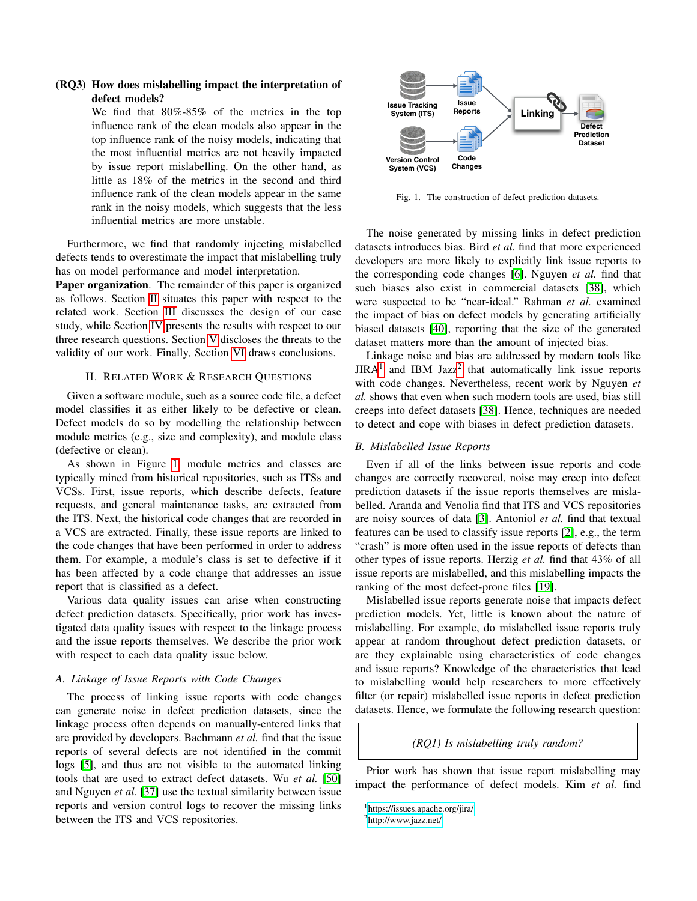**(RQ3) How does mislabelling impact the interpretation of defect models?**
We find that 80%-85% of the metrics in the top influence rank of the clean models also appear in the top influence rank of the noisy models, indicating that the most influential metrics are not heavily impacted by issue report mislabelling. On the other hand, as little as 18% of the metrics in the second and third influence rank of the clean models appear in the same rank in the noisy models, which suggests that the less influential metrics are more unstable.

Furthermore, we find that randomly injecting mislabelled defects tends to overestimate the impact that mislabelling truly has on model performance and model interpretation.

**Paper organization**. The remainder of this paper is organized as follows. Section II situates this paper with respect to the related work. Section III discusses the design of our case study, while Section IV presents the results with respect to our three research questions. Section V discloses the threats to the validity of our work. Finally, Section VI draws conclusions.

## II. Related Work & Research Questions

Given a software module, such as a source code file, a defect model classifies it as either likely to be defective or clean. Defect models do so by modelling the relationship between module metrics (e.g., size and complexity), and module class (defective or clean).

As shown in Figure 1, module metrics and classes are typically mined from historical repositories, such as ITSs and VCSs. First, issue reports, which describe defects, feature requests, and general maintenance tasks, are extracted from the ITS. Next, the historical code changes that are recorded in a VCS are extracted. Finally, these issue reports are linked to the code changes that have been performed in order to address them. For example, a module's class is set to defective if it has been affected by a code change that addresses an issue report that is classified as a defect.

Various data quality issues can arise when constructing defect prediction datasets. Specifically, prior work has investigated data quality issues with respect to the linkage process and the issue reports themselves. We describe the prior work with respect to each data quality issue below.

### A. Linkage of Issue Reports with Code Changes

The process of linking issue reports with code changes can generate noise in defect prediction datasets, since the linkage process often depends on manually-entered links that are provided by developers. Bachmann *et al.* find that the issue reports of several defects are not identified in the commit logs [5], and thus are not visible to the automated linking tools that are used to extract defect datasets. Wu *et al.* [50] and Nguyen *et al.* [37] use the textual similarity between issue reports and version control logs to recover the missing links between the ITS and VCS repositories.

Issue Tracking System (ITS)
Issue Reports
Version Control System (VCS)
Code Changes
Linking
Defect Prediction Dataset

Fig. 1. The construction of defect prediction datasets.

The noise generated by missing links in defect prediction datasets introduces bias. Bird *et al.* find that more experienced developers are more likely to explicitly link issue reports to the corresponding code changes [6]. Nguyen *et al.* find that such biases also exist in commercial datasets [38], which were suspected to be "near-ideal." Rahman *et al.* examined the impact of bias on defect models by generating artificially biased datasets [40], reporting that the size of the generated dataset matters more than the amount of injected bias.

Linkage noise and bias are addressed by modern tools like JIRA[1] and IBM Jazz[2] that automatically link issue reports with code changes. Nevertheless, recent work by Nguyen *et al.* shows that even when such modern tools are used, bias still creeps into defect datasets [38]. Hence, techniques are needed to detect and cope with biases in defect prediction datasets.

### B. Mislabelled Issue Reports

Even if all of the links between issue reports and code changes are correctly recovered, noise may creep into defect prediction datasets if the issue reports themselves are mislabelled. Aranda and Venolia find that ITS and VCS repositories are noisy sources of data [3]. Antoniol *et al.* find that textual features can be used to classify issue reports [2], e.g., the term "crash" is more often used in the issue reports of defects than other types of issue reports. Herzig *et al.* find that 43% of all issue reports are mislabelled, and this mislabelling impacts the ranking of the most defect-prone files [19].

Mislabelled issue reports generate noise that impacts defect prediction models. Yet, little is known about the nature of mislabelling. For example, do mislabelled issue reports truly appear at random throughout defect prediction datasets, or are they explainable using characteristics of code changes and issue reports? Knowledge of the characteristics that lead to mislabelling would help researchers to more effectively filter (or repair) mislabelled issue reports in defect prediction datasets. Hence, we formulate the following research question:

> *(RQ1) Is mislabelling truly random?*

Prior work has shown that issue report mislabelling may impact the performance of defect models. Kim *et al.* find

[1] https://issues.apache.org/jira/
[2] http://www.jazz.net/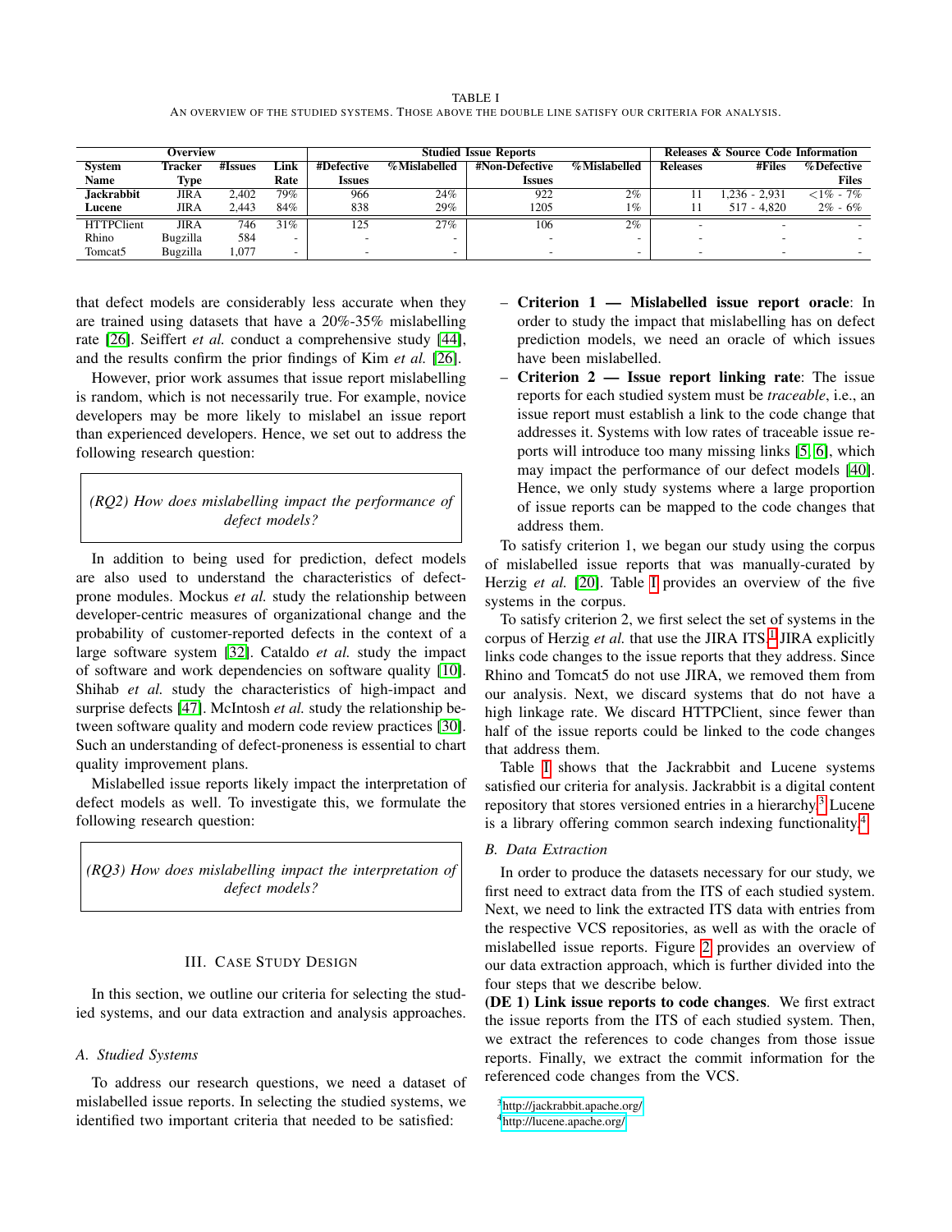TABLE I

AN OVERVIEW OF THE STUDIED SYSTEMS. THOSE ABOVE THE DOUBLE LINE SATISFY OUR CRITERIA FOR ANALYSIS.

| Overview | | | | Studied Issue Reports | | | | Releases & Source Code Information | | |
|---|---|---|---|---|---|---|---|---|---|---|
| **System Name** | **Tracker Type** | **#Issues** | **Link Rate** | **#Defective Issues** | **%Mislabelled** | **#Non-Defective Issues** | **%Mislabelled** | **Releases** | **#Files** | **%Defective Files** |
| **Jackrabbit** | JIRA | 2,402 | 79% | 966 | 24% | 922 | 2% | 11 | 1,236 - 2,931 | <1% - 7% |
| **Lucene** | JIRA | 2,443 | 84% | 838 | 29% | 1205 | 1% | 11 | 517 - 4,820 | 2% - 6% |
| HTTPClient | JIRA | 746 | 31% | 125 | 27% | 106 | 2% | - | - | - |
| Rhino | Bugzilla | 584 | - | - | - | - | - | - | - | - |
| Tomcat5 | Bugzilla | 1,077 | - | - | - | - | - | - | - | - |

that defect models are considerably less accurate when they are trained using datasets that have a 20%-35% mislabelling rate [26]. Seiffert *et al.* conduct a comprehensive study [44], and the results confirm the prior findings of Kim *et al.* [26].

However, prior work assumes that issue report mislabelling is random, which is not necessarily true. For example, novice developers may be more likely to mislabel an issue report than experienced developers. Hence, we set out to address the following research question:

> *(RQ2) How does mislabelling impact the performance of defect models?*

In addition to being used for prediction, defect models are also used to understand the characteristics of defect-prone modules. Mockus *et al.* study the relationship between developer-centric measures of organizational change and the probability of customer-reported defects in the context of a large software system [32]. Cataldo *et al.* study the impact of software and work dependencies on software quality [10]. Shihab *et al.* study the characteristics of high-impact and surprise defects [47]. McIntosh *et al.* study the relationship between software quality and modern code review practices [30]. Such an understanding of defect-proneness is essential to chart quality improvement plans.

Mislabelled issue reports likely impact the interpretation of defect models as well. To investigate this, we formulate the following research question:

> *(RQ3) How does mislabelling impact the interpretation of defect models?*

## III. CASE STUDY DESIGN

In this section, we outline our criteria for selecting the studied systems, and our data extraction and analysis approaches.

### A. Studied Systems

To address our research questions, we need a dataset of mislabelled issue reports. In selecting the studied systems, we identified two important criteria that needed to be satisfied:

- **Criterion 1 — Mislabelled issue report oracle**: In order to study the impact that mislabelling has on defect prediction models, we need an oracle of which issues have been mislabelled.
- **Criterion 2 — Issue report linking rate**: The issue reports for each studied system must be *traceable*, i.e., an issue report must establish a link to the code change that addresses it. Systems with low rates of traceable issue reports will introduce too many missing links [5, 6], which may impact the performance of our defect models [40]. Hence, we only study systems where a large proportion of issue reports can be mapped to the code changes that address them.

To satisfy criterion 1, we began our study using the corpus of mislabelled issue reports that was manually-curated by Herzig *et al.* [20]. Table I provides an overview of the five systems in the corpus.

To satisfy criterion 2, we first select the set of systems in the corpus of Herzig *et al.* that use the JIRA ITS.[1] JIRA explicitly links code changes to the issue reports that they address. Since Rhino and Tomcat5 do not use JIRA, we removed them from our analysis. Next, we discard systems that do not have a high linkage rate. We discard HTTPClient, since fewer than half of the issue reports could be linked to the code changes that address them.

Table I shows that the Jackrabbit and Lucene systems satisfied our criteria for analysis. Jackrabbit is a digital content repository that stores versioned entries in a hierarchy.[3] Lucene is a library offering common search indexing functionality.[4]

### B. Data Extraction

In order to produce the datasets necessary for our study, we first need to extract data from the ITS of each studied system. Next, we need to link the extracted ITS data with entries from the respective VCS repositories, as well as with the oracle of mislabelled issue reports. Figure 2 provides an overview of our data extraction approach, which is further divided into the four steps that we describe below.

**(DE 1) Link issue reports to code changes**. We first extract the issue reports from the ITS of each studied system. Then, we extract the references to code changes from those issue reports. Finally, we extract the commit information for the referenced code changes from the VCS.

[3] http://jackrabbit.apache.org/

[4] http://lucene.apache.org/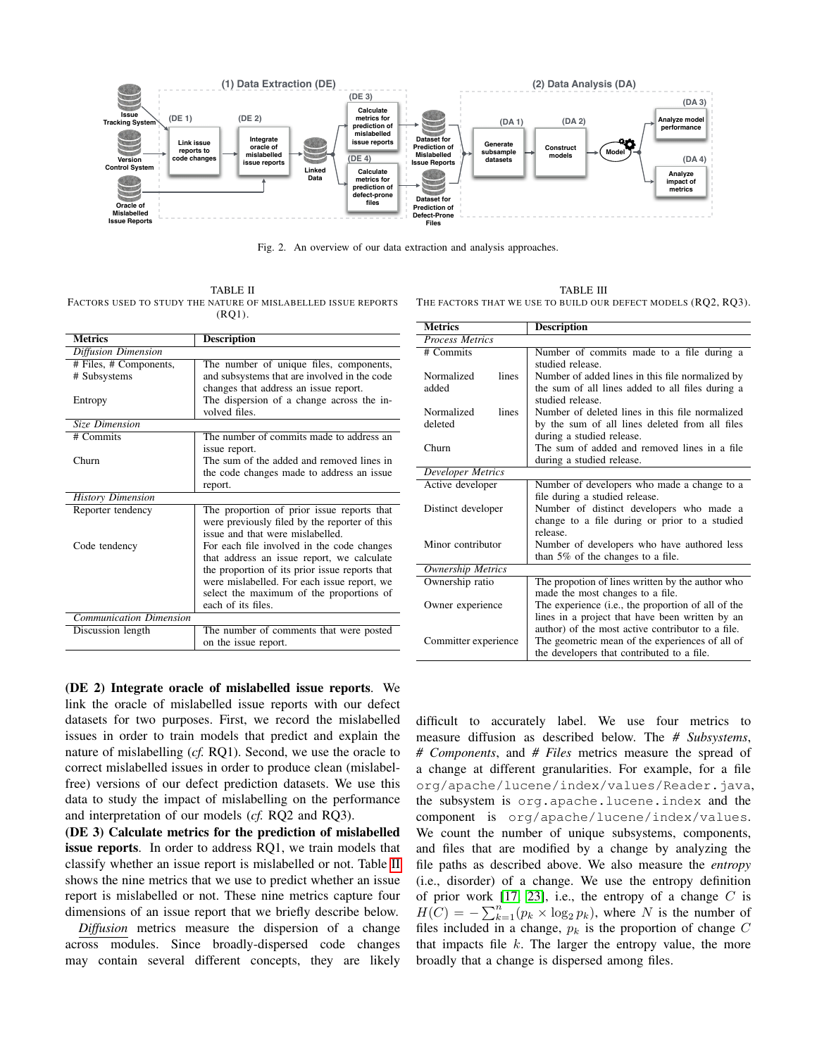Fig. 2. An overview of our data extraction and analysis approaches.

TABLE II
FACTORS USED TO STUDY THE NATURE OF MISLABELLED ISSUE REPORTS (RQ1).

| Metrics | Description |
|---|---|
| *Diffusion Dimension* | |
| # Files, # Components, # Subsystems | The number of unique files, components, and subsystems that are involved in the code changes that address an issue report. |
| Entropy | The dispersion of a change across the involved files. |
| *Size Dimension* | |
| # Commits | The number of commits made to address an issue report. |
| Churn | The sum of the added and removed lines in the code changes made to address an issue report. |
| *History Dimension* | |
| Reporter tendency | The proportion of prior issue reports that were previously filed by the reporter of this issue and that were mislabelled. |
| Code tendency | For each file involved in the code changes that address an issue report, we calculate the proportion of its prior issue reports that were mislabelled. For each issue report, we select the maximum of the proportions of each of its files. |
| *Communication Dimension* | |
| Discussion length | The number of comments that were posted on the issue report. |

TABLE III
THE FACTORS THAT WE USE TO BUILD OUR DEFECT MODELS (RQ2, RQ3).

| Metrics | Description |
|---|---|
| *Process Metrics* | |
| # Commits | Number of commits made to a file during a studied release. |
| Normalized lines added | Number of added lines in this file normalized by the sum of all lines added to all files during a studied release. |
| Normalized lines deleted | Number of deleted lines in this file normalized by the sum of all lines deleted from all files during a studied release. |
| Churn | The sum of added and removed lines in a file during a studied release. |
| *Developer Metrics* | |
| Active developer | Number of developers who made a change to a file during a studied release. |
| Distinct developer | Number of distinct developers who made a change to a file during or prior to a studied release. |
| Minor contributor | Number of developers who have authored less than 5% of the changes to a file. |
| *Ownership Metrics* | |
| Ownership ratio | The propotion of lines written by the author who made the most changes to a file. |
| Owner experience | The experience (i.e., the proportion of all of the lines in a project that have been written by an author) of the most active contributor to a file. |
| Committer experience | The geometric mean of the experiences of all of the developers that contributed to a file. |

**(DE 2) Integrate oracle of mislabelled issue reports**. We link the oracle of mislabelled issue reports with our defect datasets for two purposes. First, we record the mislabelled issues in order to train models that predict and explain the nature of mislabelling (*cf.* RQ1). Second, we use the oracle to correct mislabelled issues in order to produce clean (mislabel-free) versions of our defect prediction datasets. We use this data to study the impact of mislabelling on the performance and interpretation of our models (*cf.* RQ2 and RQ3).

**(DE 3) Calculate metrics for the prediction of mislabelled issue reports**. In order to address RQ1, we train models that classify whether an issue report is mislabelled or not. Table II shows the nine metrics that we use to predict whether an issue report is mislabelled or not. These nine metrics capture four dimensions of an issue report that we briefly describe below.

*Diffusion* metrics measure the dispersion of a change across modules. Since broadly-dispersed code changes may contain several different concepts, they are likely difficult to accurately label. We use four metrics to measure diffusion as described below. The *# Subsystems*, *# Components*, and *# Files* metrics measure the spread of a change at different granularities. For example, for a file `org/apache/lucene/index/values/Reader.java`, the subsystem is `org.apache.lucene.index` and the component is `org/apache/lucene/index/values`. We count the number of unique subsystems, components, and files that are modified by a change by analyzing the file paths as described above. We also measure the *entropy* (i.e., disorder) of a change. We use the entropy definition of prior work [17, 23], i.e., the entropy of a change $C$ is $H(C) = -\sum_{k=1}^{n}(p_k \times \log_2 p_k)$, where $N$ is the number of files included in a change, $p_k$ is the proportion of change $C$ that impacts file $k$. The larger the entropy value, the more broadly that a change is dispersed among files.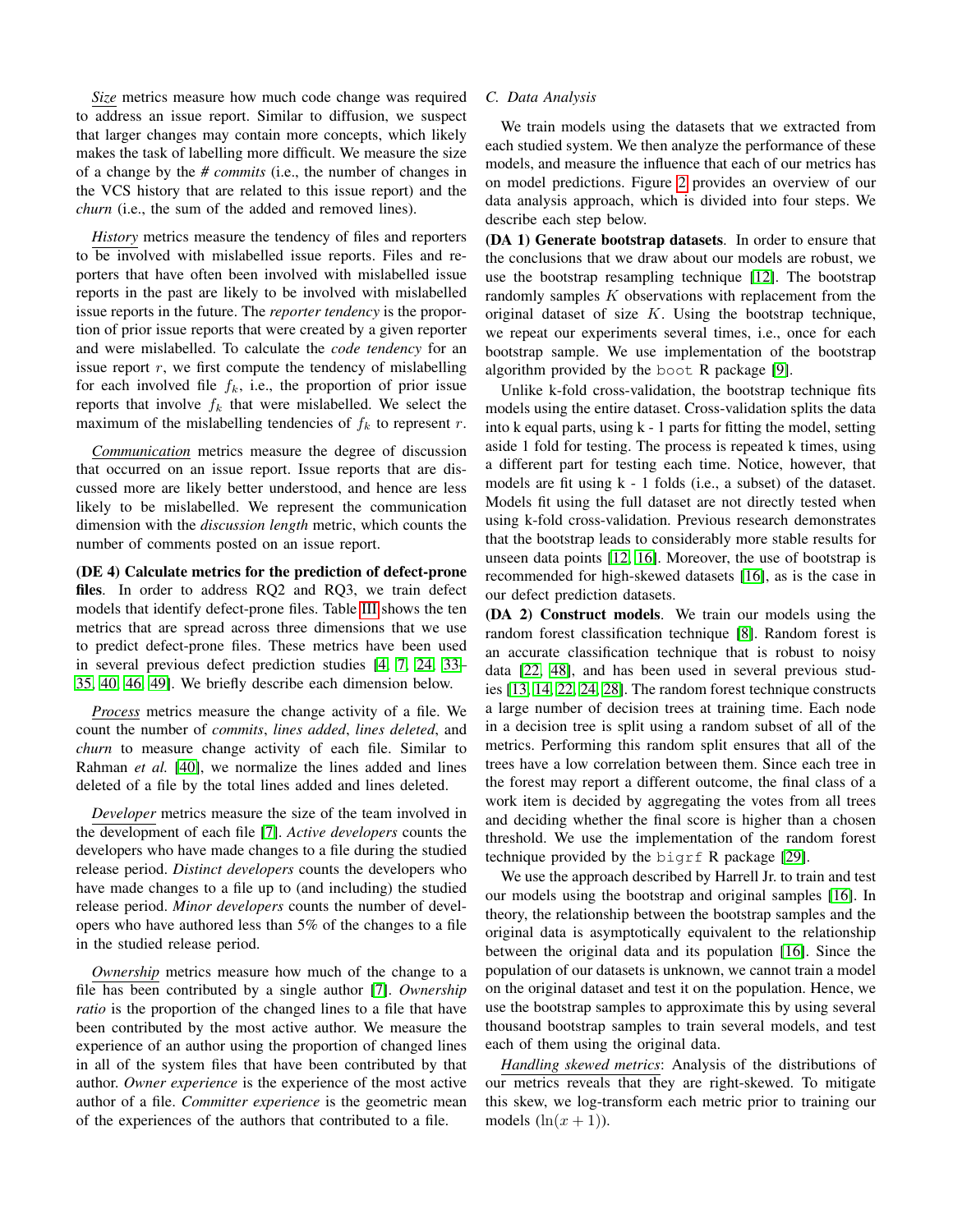*Size* metrics measure how much code change was required to address an issue report. Similar to diffusion, we suspect that larger changes may contain more concepts, which likely makes the task of labelling more difficult. We measure the size of a change by the *# commits* (i.e., the number of changes in the VCS history that are related to this issue report) and the *churn* (i.e., the sum of the added and removed lines).

*History* metrics measure the tendency of files and reporters to be involved with mislabelled issue reports. Files and reporters that have often been involved with mislabelled issue reports in the past are likely to be involved with mislabelled issue reports in the future. The *reporter tendency* is the proportion of prior issue reports that were created by a given reporter and were mislabelled. To calculate the *code tendency* for an issue report $r$, we first compute the tendency of mislabelling for each involved file $f_k$, i.e., the proportion of prior issue reports that involve $f_k$ that were mislabelled. We select the maximum of the mislabelling tendencies of $f_k$ to represent $r$.

*Communication* metrics measure the degree of discussion that occurred on an issue report. Issue reports that are discussed more are likely better understood, and hence are less likely to be mislabelled. We represent the communication dimension with the *discussion length* metric, which counts the number of comments posted on an issue report.

**(DE 4) Calculate metrics for the prediction of defect-prone files**. In order to address RQ2 and RQ3, we train defect models that identify defect-prone files. Table III shows the ten metrics that are spread across three dimensions that we use to predict defect-prone files. These metrics have been used in several previous defect prediction studies [4, 7, 24, 33–35, 40, 46, 49]. We briefly describe each dimension below.

*Process* metrics measure the change activity of a file. We count the number of *commits*, *lines added*, *lines deleted*, and *churn* to measure change activity of each file. Similar to Rahman *et al.* [40], we normalize the lines added and lines deleted of a file by the total lines added and lines deleted.

*Developer* metrics measure the size of the team involved in the development of each file [7]. *Active developers* counts the developers who have made changes to a file during the studied release period. *Distinct developers* counts the developers who have made changes to a file up to (and including) the studied release period. *Minor developers* counts the number of developers who have authored less than 5% of the changes to a file in the studied release period.

*Ownership* metrics measure how much of the change to a file has been contributed by a single author [7]. *Ownership ratio* is the proportion of the changed lines to a file that have been contributed by the most active author. We measure the experience of an author using the proportion of changed lines in all of the system files that have been contributed by that author. *Owner experience* is the experience of the most active author of a file. *Committer experience* is the geometric mean of the experiences of the authors that contributed to a file.

### C. Data Analysis

We train models using the datasets that we extracted from each studied system. We then analyze the performance of these models, and measure the influence that each of our metrics has on model predictions. Figure 2 provides an overview of our data analysis approach, which is divided into four steps. We describe each step below.

**(DA 1) Generate bootstrap datasets**. In order to ensure that the conclusions that we draw about our models are robust, we use the bootstrap resampling technique [12]. The bootstrap randomly samples $K$ observations with replacement from the original dataset of size $K$. Using the bootstrap technique, we repeat our experiments several times, i.e., once for each bootstrap sample. We use implementation of the bootstrap algorithm provided by the `boot` R package [9].

Unlike k-fold cross-validation, the bootstrap technique fits models using the entire dataset. Cross-validation splits the data into k equal parts, using k - 1 parts for fitting the model, setting aside 1 fold for testing. The process is repeated k times, using a different part for testing each time. Notice, however, that models are fit using k - 1 folds (i.e., a subset) of the dataset. Models fit using the full dataset are not directly tested when using k-fold cross-validation. Previous research demonstrates that the bootstrap leads to considerably more stable results for unseen data points [12, 16]. Moreover, the use of bootstrap is recommended for high-skewed datasets [16], as is the case in our defect prediction datasets.

**(DA 2) Construct models**. We train our models using the random forest classification technique [8]. Random forest is an accurate classification technique that is robust to noisy data [22, 48], and has been used in several previous studies [13, 14, 22, 24, 28]. The random forest technique constructs a large number of decision trees at training time. Each node in a decision tree is split using a random subset of all of the metrics. Performing this random split ensures that all of the trees have a low correlation between them. Since each tree in the forest may report a different outcome, the final class of a work item is decided by aggregating the votes from all trees and deciding whether the final score is higher than a chosen threshold. We use the implementation of the random forest technique provided by the `bigrf` R package [29].

We use the approach described by Harrell Jr. to train and test our models using the bootstrap and original samples [16]. In theory, the relationship between the bootstrap samples and the original data is asymptotically equivalent to the relationship between the original data and its population [16]. Since the population of our datasets is unknown, we cannot train a model on the original dataset and test it on the population. Hence, we use the bootstrap samples to approximate this by using several thousand bootstrap samples to train several models, and test each of them using the original data.

*Handling skewed metrics*: Analysis of the distributions of our metrics reveals that they are right-skewed. To mitigate this skew, we log-transform each metric prior to training our models ($\ln(x + 1)$).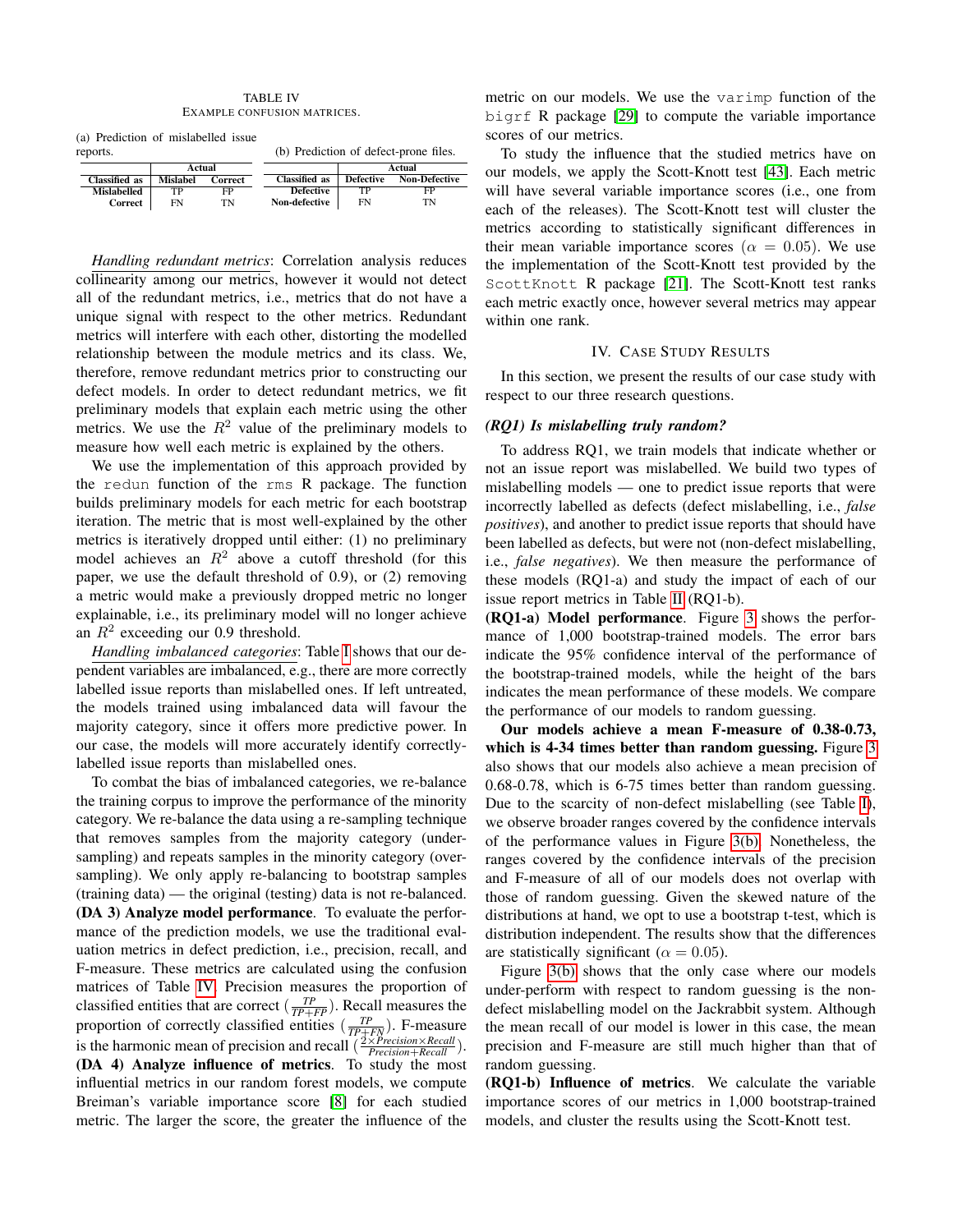TABLE IV
EXAMPLE CONFUSION MATRICES.

(a) Prediction of mislabelled issue reports.

| | Actual | |
|---|---|---|
| **Classified as** | **Mislabel** | **Correct** |
| **Mislabelled** | TP | FP |
| **Correct** | FN | TN |

(b) Prediction of defect-prone files.

| | Actual | |
|---|---|---|
| **Classified as** | **Defective** | **Non-Defective** |
| **Defective** | TP | FP |
| **Non-defective** | FN | TN |

*Handling redundant metrics*: Correlation analysis reduces collinearity among our metrics, however it would not detect all of the redundant metrics, i.e., metrics that do not have a unique signal with respect to the other metrics. Redundant metrics will interfere with each other, distorting the modelled relationship between the module metrics and its class. We, therefore, remove redundant metrics prior to constructing our defect models. In order to detect redundant metrics, we fit preliminary models that explain each metric using the other metrics. We use the $R^2$ value of the preliminary models to measure how well each metric is explained by the others.

We use the implementation of this approach provided by the `redun` function of the `rms` R package. The function builds preliminary models for each metric for each bootstrap iteration. The metric that is most well-explained by the other metrics is iteratively dropped until either: (1) no preliminary model achieves an $R^2$ above a cutoff threshold (for this paper, we use the default threshold of 0.9), or (2) removing a metric would make a previously dropped metric no longer explainable, i.e., its preliminary model will no longer achieve an $R^2$ exceeding our 0.9 threshold.

*Handling imbalanced categories*: Table I shows that our dependent variables are imbalanced, e.g., there are more correctly labelled issue reports than mislabelled ones. If left untreated, the models trained using imbalanced data will favour the majority category, since it offers more predictive power. In our case, the models will more accurately identify correctly-labelled issue reports than mislabelled ones.

To combat the bias of imbalanced categories, we re-balance the training corpus to improve the performance of the minority category. We re-balance the data using a re-sampling technique that removes samples from the majority category (under-sampling) and repeats samples in the minority category (over-sampling). We only apply re-balancing to bootstrap samples (training data) — the original (testing) data is not re-balanced.

**(DA 3) Analyze model performance**. To evaluate the performance of the prediction models, we use the traditional evaluation metrics in defect prediction, i.e., precision, recall, and F-measure. These metrics are calculated using the confusion matrices of Table IV. Precision measures the proportion of classified entities that are correct ($\frac{TP}{TP+FP}$). Recall measures the proportion of correctly classified entities ($\frac{TP}{TP+FN}$). F-measure is the harmonic mean of precision and recall ($\frac{2 \times Precision \times Recall}{Precision + Recall}$).

**(DA 4) Analyze influence of metrics**. To study the most influential metrics in our random forest models, we compute Breiman's variable importance score [8] for each studied metric. The larger the score, the greater the influence of the metric on our models. We use the `varimp` function of the `bigrf` R package [29] to compute the variable importance scores of our metrics.

To study the influence that the studied metrics have on our models, we apply the Scott-Knott test [43]. Each metric will have several variable importance scores (i.e., one from each of the releases). The Scott-Knott test will cluster the metrics according to statistically significant differences in their mean variable importance scores ($\alpha = 0.05$). We use the implementation of the Scott-Knott test provided by the `ScottKnott` R package [21]. The Scott-Knott test ranks each metric exactly once, however several metrics may appear within one rank.

## IV. Case Study Results

In this section, we present the results of our case study with respect to our three research questions.

### *(RQ1) Is mislabelling truly random?*

To address RQ1, we train models that indicate whether or not an issue report was mislabelled. We build two types of mislabelling models — one to predict issue reports that were incorrectly labelled as defects (defect mislabelling, i.e., *false positives*), and another to predict issue reports that should have been labelled as defects, but were not (non-defect mislabelling, i.e., *false negatives*). We then measure the performance of these models (RQ1-a) and study the impact of each of our issue report metrics in Table II (RQ1-b).

**(RQ1-a) Model performance**. Figure 3 shows the performance of 1,000 bootstrap-trained models. The error bars indicate the 95% confidence interval of the performance of the bootstrap-trained models, while the height of the bars indicates the mean performance of these models. We compare the performance of our models to random guessing.

**Our models achieve a mean F-measure of 0.38-0.73, which is 4-34 times better than random guessing.** Figure 3 also shows that our models also achieve a mean precision of 0.68-0.78, which is 6-75 times better than random guessing. Due to the scarcity of non-defect mislabelling (see Table I), we observe broader ranges covered by the confidence intervals of the performance values in Figure 3(b). Nonetheless, the ranges covered by the confidence intervals of the precision and F-measure of all of our models does not overlap with those of random guessing. Given the skewed nature of the distributions at hand, we opt to use a bootstrap t-test, which is distribution independent. The results show that the differences are statistically significant ($\alpha = 0.05$).

Figure 3(b) shows that the only case where our models under-perform with respect to random guessing is the non-defect mislabelling model on the Jackrabbit system. Although the mean recall of our model is lower in this case, the mean precision and F-measure are still much higher than that of random guessing.

**(RQ1-b) Influence of metrics**. We calculate the variable importance scores of our metrics in 1,000 bootstrap-trained models, and cluster the results using the Scott-Knott test.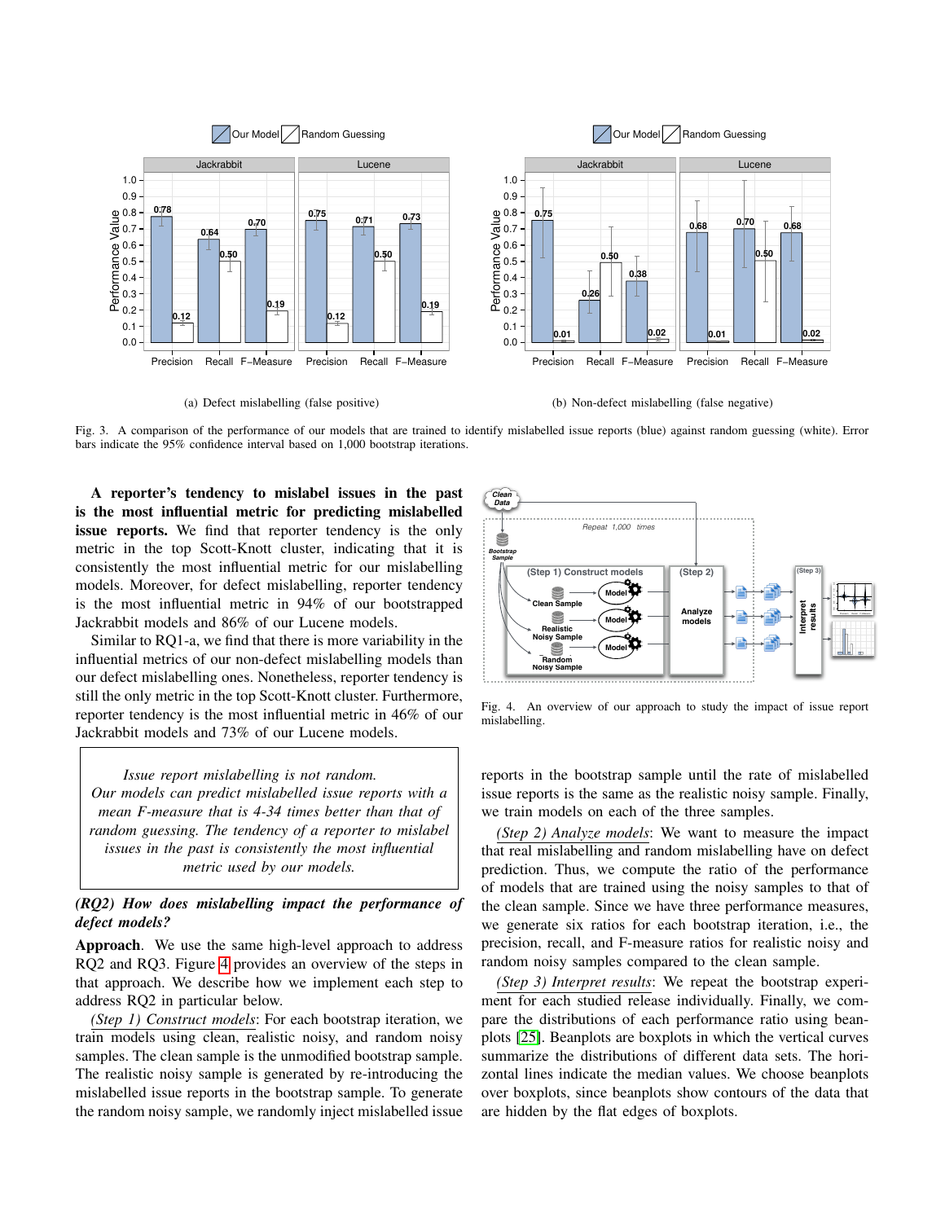Fig. 3. A comparison of the performance of our models that are trained to identify mislabelled issue reports (blue) against random guessing (white). Error bars indicate the 95% confidence interval based on 1,000 bootstrap iterations.

(a) Defect mislabelling (false positive)

(b) Non-defect mislabelling (false negative)

**A reporter's tendency to mislabel issues in the past is the most influential metric for predicting mislabelled issue reports.** We find that reporter tendency is the only metric in the top Scott-Knott cluster, indicating that it is consistently the most influential metric for our mislabelling models. Moreover, for defect mislabelling, reporter tendency is the most influential metric in 94% of our bootstrapped Jackrabbit models and 86% of our Lucene models.

Similar to RQ1-a, we find that there is more variability in the influential metrics of our non-defect mislabelling models than our defect mislabelling ones. Nonetheless, reporter tendency is still the only metric in the top Scott-Knott cluster. Furthermore, reporter tendency is the most influential metric in 46% of our Jackrabbit models and 73% of our Lucene models.

> *Issue report mislabelling is not random. Our models can predict mislabelled issue reports with a mean F-measure that is 4-34 times better than that of random guessing. The tendency of a reporter to mislabel issues in the past is consistently the most influential metric used by our models.*

***(RQ2) How does mislabelling impact the performance of defect models?***

**Approach**. We use the same high-level approach to address RQ2 and RQ3. Figure 4 provides an overview of the steps in that approach. We describe how we implement each step to address RQ2 in particular below.

*(Step 1) Construct models*: For each bootstrap iteration, we train models using clean, realistic noisy, and random noisy samples. The clean sample is the unmodified bootstrap sample. The realistic noisy sample is generated by re-introducing the mislabelled issue reports in the bootstrap sample. To generate the random noisy sample, we randomly inject mislabelled issue reports in the bootstrap sample until the rate of mislabelled issue reports is the same as the realistic noisy sample. Finally, we train models on each of the three samples.

Fig. 4. An overview of our approach to study the impact of issue report mislabelling.

*(Step 2) Analyze models*: We want to measure the impact that real mislabelling and random mislabelling have on defect prediction. Thus, we compute the ratio of the performance of models that are trained using the noisy samples to that of the clean sample. Since we have three performance measures, we generate six ratios for each bootstrap iteration, i.e., the precision, recall, and F-measure ratios for realistic noisy and random noisy samples compared to the clean sample.

*(Step 3) Interpret results*: We repeat the bootstrap experiment for each studied release individually. Finally, we compare the distributions of each performance ratio using beanplots [25]. Beanplots are boxplots in which the vertical curves summarize the distributions of different data sets. The horizontal lines indicate the median values. We choose beanplots over boxplots, since beanplots show contours of the data that are hidden by the flat edges of boxplots.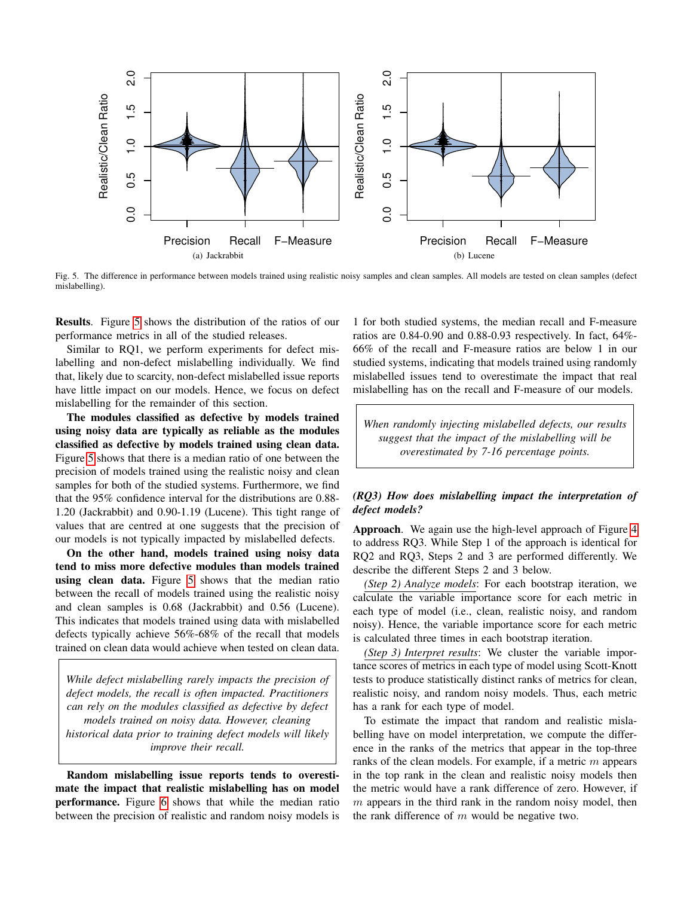Fig. 5. The difference in performance between models trained using realistic noisy samples and clean samples. All models are tested on clean samples (defect mislabelling).

(a) Jackrabbit

(b) Lucene

**Results**. Figure 5 shows the distribution of the ratios of our performance metrics in all of the studied releases.

Similar to RQ1, we perform experiments for defect mislabelling and non-defect mislabelling individually. We find that, likely due to scarcity, non-defect mislabelled issue reports have little impact on our models. Hence, we focus on defect mislabelling for the remainder of this section.

**The modules classified as defective by models trained using noisy data are typically as reliable as the modules classified as defective by models trained using clean data.** Figure 5 shows that there is a median ratio of one between the precision of models trained using the realistic noisy and clean samples for both of the studied systems. Furthermore, we find that the 95% confidence interval for the distributions are 0.88-1.20 (Jackrabbit) and 0.90-1.19 (Lucene). This tight range of values that are centred at one suggests that the precision of our models is not typically impacted by mislabelled defects.

**On the other hand, models trained using noisy data tend to miss more defective modules than models trained using clean data.** Figure 5 shows that the median ratio between the recall of models trained using the realistic noisy and clean samples is 0.68 (Jackrabbit) and 0.56 (Lucene). This indicates that models trained using data with mislabelled defects typically achieve 56%-68% of the recall that models trained on clean data would achieve when tested on clean data.

> *While defect mislabelling rarely impacts the precision of defect models, the recall is often impacted. Practitioners can rely on the modules classified as defective by defect models trained on noisy data. However, cleaning historical data prior to training defect models will likely improve their recall.*

**Random mislabelling issue reports tends to overestimate the impact that realistic mislabelling has on model performance.** Figure 6 shows that while the median ratio between the precision of realistic and random noisy models is 1 for both studied systems, the median recall and F-measure ratios are 0.84-0.90 and 0.88-0.93 respectively. In fact, 64%-66% of the recall and F-measure ratios are below 1 in our studied systems, indicating that models trained using randomly mislabelled issues tend to overestimate the impact that real mislabelling has on the recall and F-measure of our models.

> *When randomly injecting mislabelled defects, our results suggest that the impact of the mislabelling will be overestimated by 7-16 percentage points.*

***(RQ3) How does mislabelling impact the interpretation of defect models?***

**Approach**. We again use the high-level approach of Figure 4 to address RQ3. While Step 1 of the approach is identical for RQ2 and RQ3, Steps 2 and 3 are performed differently. We describe the different Steps 2 and 3 below.

*(Step 2) Analyze models*: For each bootstrap iteration, we calculate the variable importance score for each metric in each type of model (i.e., clean, realistic noisy, and random noisy). Hence, the variable importance score for each metric is calculated three times in each bootstrap iteration.

*(Step 3) Interpret results*: We cluster the variable importance scores of metrics in each type of model using Scott-Knott tests to produce statistically distinct ranks of metrics for clean, realistic noisy, and random noisy models. Thus, each metric has a rank for each type of model.

To estimate the impact that random and realistic mislabelling have on model interpretation, we compute the difference in the ranks of the metrics that appear in the top-three ranks of the clean models. For example, if a metric $m$ appears in the top rank in the clean and realistic noisy models then the metric would have a rank difference of zero. However, if $m$ appears in the third rank in the random noisy model, then the rank difference of $m$ would be negative two.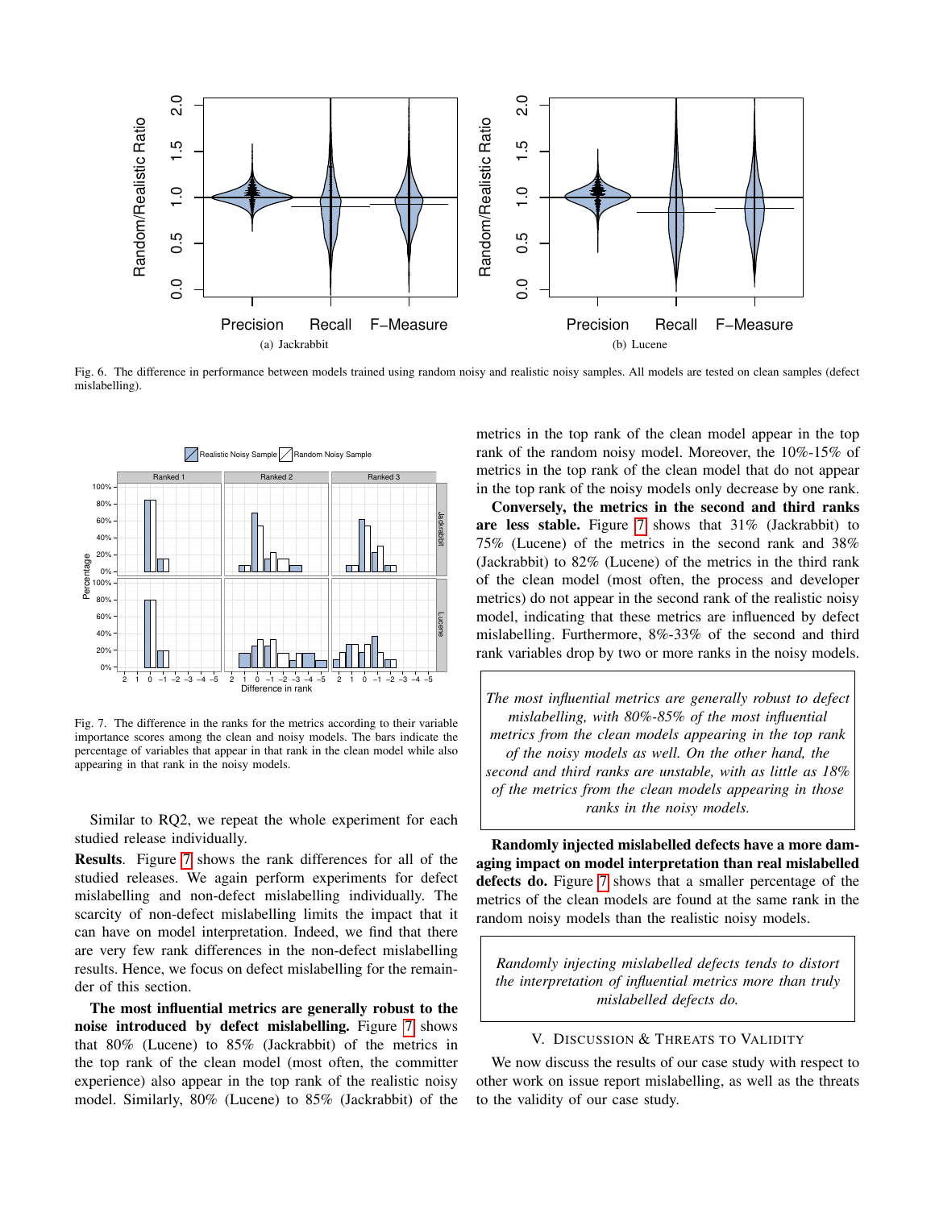Fig. 6. The difference in performance between models trained using random noisy and realistic noisy samples. All models are tested on clean samples (defect mislabelling).

Fig. 7. The difference in the ranks for the metrics according to their variable importance scores among the clean and noisy models. The bars indicate the percentage of variables that appear in that rank in the clean model while also appearing in that rank in the noisy models.

Similar to RQ2, we repeat the whole experiment for each studied release individually.

**Results**. Figure 7 shows the rank differences for all of the studied releases. We again perform experiments for defect mislabelling and non-defect mislabelling individually. The scarcity of non-defect mislabelling limits the impact that it can have on model interpretation. Indeed, we find that there are very few rank differences in the non-defect mislabelling results. Hence, we focus on defect mislabelling for the remainder of this section.

**The most influential metrics are generally robust to the noise introduced by defect mislabelling.** Figure 7 shows that 80% (Lucene) to 85% (Jackrabbit) of the metrics in the top rank of the clean model (most often, the committer experience) also appear in the top rank of the realistic noisy model. Similarly, 80% (Lucene) to 85% (Jackrabbit) of the metrics in the top rank of the clean model appear in the top rank of the random noisy model. Moreover, the 10%-15% of metrics in the top rank of the clean model that do not appear in the top rank of the noisy models only decrease by one rank.

**Conversely, the metrics in the second and third ranks are less stable.** Figure 7 shows that 31% (Jackrabbit) to 75% (Lucene) of the metrics in the second rank and 38% (Jackrabbit) to 82% (Lucene) of the metrics in the third rank of the clean model (most often, the process and developer metrics) do not appear in the second rank of the realistic noisy model, indicating that these metrics are influenced by defect mislabelling. Furthermore, 8%-33% of the second and third rank variables drop by two or more ranks in the noisy models.

> *The most influential metrics are generally robust to defect mislabelling, with 80%-85% of the most influential metrics from the clean models appearing in the top rank of the noisy models as well. On the other hand, the second and third ranks are unstable, with as little as 18% of the metrics from the clean models appearing in those ranks in the noisy models.*

**Randomly injected mislabelled defects have a more damaging impact on model interpretation than real mislabelled defects do.** Figure 7 shows that a smaller percentage of the metrics of the clean models are found at the same rank in the random noisy models than the realistic noisy models.

> *Randomly injecting mislabelled defects tends to distort the interpretation of influential metrics more than truly mislabelled defects do.*

## V. Discussion & Threats to Validity

We now discuss the results of our case study with respect to other work on issue report mislabelling, as well as the threats to the validity of our case study.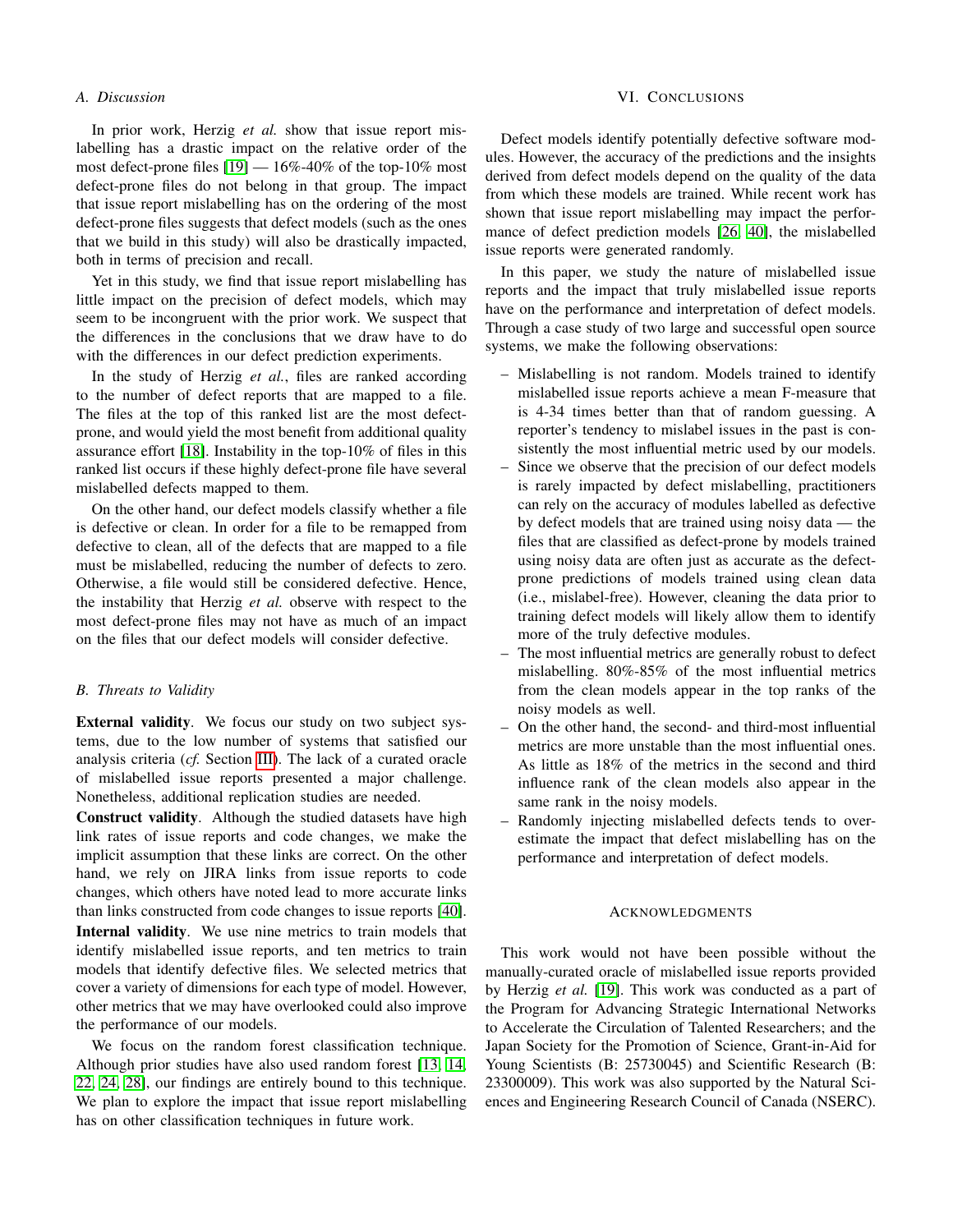### A. Discussion

In prior work, Herzig *et al.* show that issue report mislabelling has a drastic impact on the relative order of the most defect-prone files [19] — 16%-40% of the top-10% most defect-prone files do not belong in that group. The impact that issue report mislabelling has on the ordering of the most defect-prone files suggests that defect models (such as the ones that we build in this study) will also be drastically impacted, both in terms of precision and recall.

Yet in this study, we find that issue report mislabelling has little impact on the precision of defect models, which may seem to be incongruent with the prior work. We suspect that the differences in the conclusions that we draw have to do with the differences in our defect prediction experiments.

In the study of Herzig *et al.*, files are ranked according to the number of defect reports that are mapped to a file. The files at the top of this ranked list are the most defect-prone, and would yield the most benefit from additional quality assurance effort [18]. Instability in the top-10% of files in this ranked list occurs if these highly defect-prone file have several mislabelled defects mapped to them.

On the other hand, our defect models classify whether a file is defective or clean. In order for a file to be remapped from defective to clean, all of the defects that are mapped to a file must be mislabelled, reducing the number of defects to zero. Otherwise, a file would still be considered defective. Hence, the instability that Herzig *et al.* observe with respect to the most defect-prone files may not have as much of an impact on the files that our defect models will consider defective.

### B. Threats to Validity

**External validity**. We focus our study on two subject systems, due to the low number of systems that satisfied our analysis criteria (*cf.* Section III). The lack of a curated oracle of mislabelled issue reports presented a major challenge. Nonetheless, additional replication studies are needed.

**Construct validity**. Although the studied datasets have high link rates of issue reports and code changes, we make the implicit assumption that these links are correct. On the other hand, we rely on JIRA links from issue reports to code changes, which others have noted lead to more accurate links than links constructed from code changes to issue reports [40].

**Internal validity**. We use nine metrics to train models that identify mislabelled issue reports, and ten metrics to train models that identify defective files. We selected metrics that cover a variety of dimensions for each type of model. However, other metrics that we may have overlooked could also improve the performance of our models.

We focus on the random forest classification technique. Although prior studies have also used random forest [13, 14, 22, 24, 28], our findings are entirely bound to this technique. We plan to explore the impact that issue report mislabelling has on other classification techniques in future work.

## VI. Conclusions

Defect models identify potentially defective software modules. However, the accuracy of the predictions and the insights derived from defect models depend on the quality of the data from which these models are trained. While recent work has shown that issue report mislabelling may impact the performance of defect prediction models [26, 40], the mislabelled issue reports were generated randomly.

In this paper, we study the nature of mislabelled issue reports and the impact that truly mislabelled issue reports have on the performance and interpretation of defect models. Through a case study of two large and successful open source systems, we make the following observations:

- Mislabelling is not random. Models trained to identify mislabelled issue reports achieve a mean F-measure that is 4-34 times better than that of random guessing. A reporter's tendency to mislabel issues in the past is consistently the most influential metric used by our models.
- Since we observe that the precision of our defect models is rarely impacted by defect mislabelling, practitioners can rely on the accuracy of modules labelled as defective by defect models that are trained using noisy data — the files that are classified as defect-prone by models trained using noisy data are often just as accurate as the defect-prone predictions of models trained using clean data (i.e., mislabel-free). However, cleaning the data prior to training defect models will likely allow them to identify more of the truly defective modules.
- The most influential metrics are generally robust to defect mislabelling. 80%-85% of the most influential metrics from the clean models appear in the top ranks of the noisy models as well.
- On the other hand, the second- and third-most influential metrics are more unstable than the most influential ones. As little as 18% of the metrics in the second and third influence rank of the clean models also appear in the same rank in the noisy models.
- Randomly injecting mislabelled defects tends to overestimate the impact that defect mislabelling has on the performance and interpretation of defect models.

## Acknowledgments

This work would not have been possible without the manually-curated oracle of mislabelled issue reports provided by Herzig *et al.* [19]. This work was conducted as a part of the Program for Advancing Strategic International Networks to Accelerate the Circulation of Talented Researchers; and the Japan Society for the Promotion of Science, Grant-in-Aid for Young Scientists (B: 25730045) and Scientific Research (B: 23300009). This work was also supported by the Natural Sciences and Engineering Research Council of Canada (NSERC).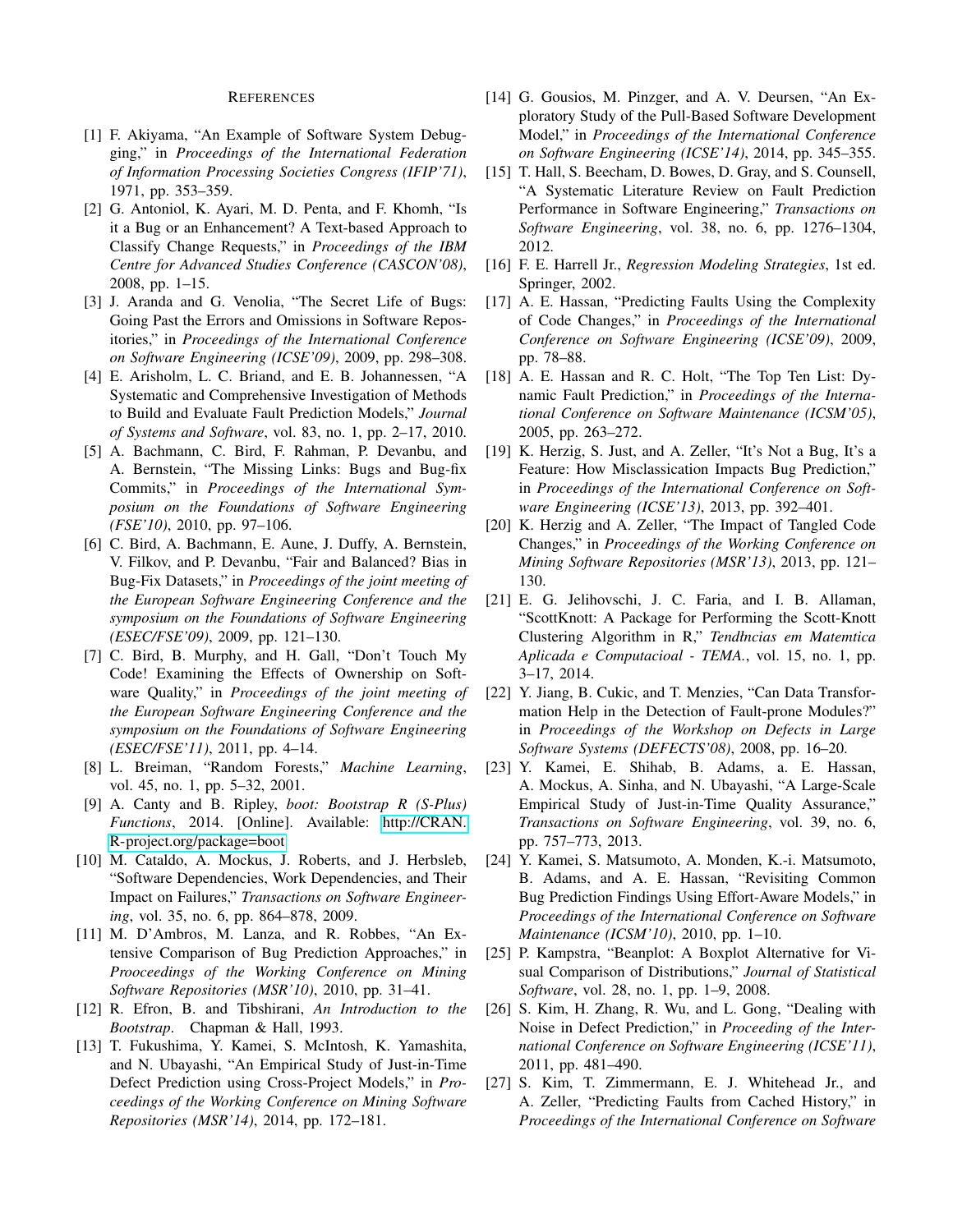## REFERENCES

[1] F. Akiyama, "An Example of Software System Debugging," in *Proceedings of the International Federation of Information Processing Societies Congress (IFIP'71)*, 1971, pp. 353–359.

[2] G. Antoniol, K. Ayari, M. D. Penta, and F. Khomh, "Is it a Bug or an Enhancement? A Text-based Approach to Classify Change Requests," in *Proceedings of the IBM Centre for Advanced Studies Conference (CASCON'08)*, 2008, pp. 1–15.

[3] J. Aranda and G. Venolia, "The Secret Life of Bugs: Going Past the Errors and Omissions in Software Repositories," in *Proceedings of the International Conference on Software Engineering (ICSE'09)*, 2009, pp. 298–308.

[4] E. Arisholm, L. C. Briand, and E. B. Johannessen, "A Systematic and Comprehensive Investigation of Methods to Build and Evaluate Fault Prediction Models," *Journal of Systems and Software*, vol. 83, no. 1, pp. 2–17, 2010.

[5] A. Bachmann, C. Bird, F. Rahman, P. Devanbu, and A. Bernstein, "The Missing Links: Bugs and Bug-fix Commits," in *Proceedings of the International Symposium on the Foundations of Software Engineering (FSE'10)*, 2010, pp. 97–106.

[6] C. Bird, A. Bachmann, E. Aune, J. Duffy, A. Bernstein, V. Filkov, and P. Devanbu, "Fair and Balanced? Bias in Bug-Fix Datasets," in *Proceedings of the joint meeting of the European Software Engineering Conference and the symposium on the Foundations of Software Engineering (ESEC/FSE'09)*, 2009, pp. 121–130.

[7] C. Bird, B. Murphy, and H. Gall, "Don't Touch My Code! Examining the Effects of Ownership on Software Quality," in *Proceedings of the joint meeting of the European Software Engineering Conference and the symposium on the Foundations of Software Engineering (ESEC/FSE'11)*, 2011, pp. 4–14.

[8] L. Breiman, "Random Forests," *Machine Learning*, vol. 45, no. 1, pp. 5–32, 2001.

[9] A. Canty and B. Ripley, *boot: Bootstrap R (S-Plus) Functions*, 2014. [Online]. Available: http://CRAN.R-project.org/package=boot

[10] M. Cataldo, A. Mockus, J. Roberts, and J. Herbsleb, "Software Dependencies, Work Dependencies, and Their Impact on Failures," *Transactions on Software Engineering*, vol. 35, no. 6, pp. 864–878, 2009.

[11] M. D'Ambros, M. Lanza, and R. Robbes, "An Extensive Comparison of Bug Prediction Approaches," in *Prooceedings of the Working Conference on Mining Software Repositories (MSR'10)*, 2010, pp. 31–41.

[12] R. Efron, B. and Tibshirani, *An Introduction to the Bootstrap*. Chapman & Hall, 1993.

[13] T. Fukushima, Y. Kamei, S. McIntosh, K. Yamashita, and N. Ubayashi, "An Empirical Study of Just-in-Time Defect Prediction using Cross-Project Models," in *Proceedings of the Working Conference on Mining Software Repositories (MSR'14)*, 2014, pp. 172–181.

[14] G. Gousios, M. Pinzger, and A. V. Deursen, "An Exploratory Study of the Pull-Based Software Development Model," in *Proceedings of the International Conference on Software Engineering (ICSE'14)*, 2014, pp. 345–355.

[15] T. Hall, S. Beecham, D. Bowes, D. Gray, and S. Counsell, "A Systematic Literature Review on Fault Prediction Performance in Software Engineering," *Transactions on Software Engineering*, vol. 38, no. 6, pp. 1276–1304, 2012.

[16] F. E. Harrell Jr., *Regression Modeling Strategies*, 1st ed. Springer, 2002.

[17] A. E. Hassan, "Predicting Faults Using the Complexity of Code Changes," in *Proceedings of the International Conference on Software Engineering (ICSE'09)*, 2009, pp. 78–88.

[18] A. E. Hassan and R. C. Holt, "The Top Ten List: Dynamic Fault Prediction," in *Proceedings of the International Conference on Software Maintenance (ICSM'05)*, 2005, pp. 263–272.

[19] K. Herzig, S. Just, and A. Zeller, "It's Not a Bug, It's a Feature: How Misclassication Impacts Bug Prediction," in *Proceedings of the International Conference on Software Engineering (ICSE'13)*, 2013, pp. 392–401.

[20] K. Herzig and A. Zeller, "The Impact of Tangled Code Changes," in *Proceedings of the Working Conference on Mining Software Repositories (MSR'13)*, 2013, pp. 121–130.

[21] E. G. Jelihovschi, J. C. Faria, and I. B. Allaman, "ScottKnott: A Package for Performing the Scott-Knott Clustering Algorithm in R," *Tendłncias em Matemtica Aplicada e Computacioal - TEMA.*, vol. 15, no. 1, pp. 3–17, 2014.

[22] Y. Jiang, B. Cukic, and T. Menzies, "Can Data Transformation Help in the Detection of Fault-prone Modules?" in *Proceedings of the Workshop on Defects in Large Software Systems (DEFECTS'08)*, 2008, pp. 16–20.

[23] Y. Kamei, E. Shihab, B. Adams, a. E. Hassan, A. Mockus, A. Sinha, and N. Ubayashi, "A Large-Scale Empirical Study of Just-in-Time Quality Assurance," *Transactions on Software Engineering*, vol. 39, no. 6, pp. 757–773, 2013.

[24] Y. Kamei, S. Matsumoto, A. Monden, K.-i. Matsumoto, B. Adams, and A. E. Hassan, "Revisiting Common Bug Prediction Findings Using Effort-Aware Models," in *Proceedings of the International Conference on Software Maintenance (ICSM'10)*, 2010, pp. 1–10.

[25] P. Kampstra, "Beanplot: A Boxplot Alternative for Visual Comparison of Distributions," *Journal of Statistical Software*, vol. 28, no. 1, pp. 1–9, 2008.

[26] S. Kim, H. Zhang, R. Wu, and L. Gong, "Dealing with Noise in Defect Prediction," in *Proceeding of the International Conference on Software Engineering (ICSE'11)*, 2011, pp. 481–490.

[27] S. Kim, T. Zimmermann, E. J. Whitehead Jr., and A. Zeller, "Predicting Faults from Cached History," in *Proceedings of the International Conference on Software*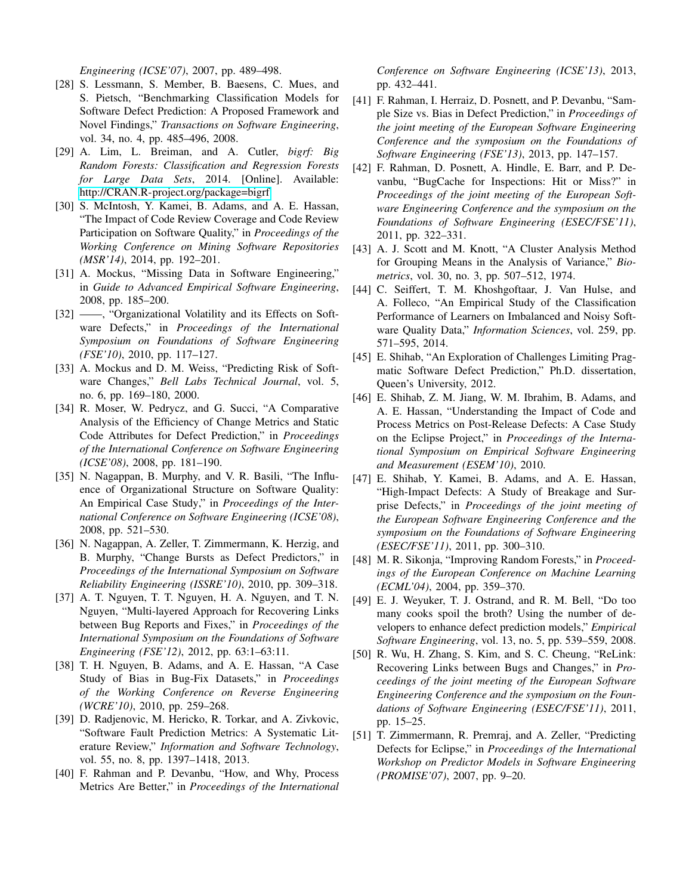*Engineering (ICSE'07)*, 2007, pp. 489–498.

[28] S. Lessmann, S. Member, B. Baesens, C. Mues, and S. Pietsch, "Benchmarking Classification Models for Software Defect Prediction: A Proposed Framework and Novel Findings," *Transactions on Software Engineering*, vol. 34, no. 4, pp. 485–496, 2008.

[29] A. Lim, L. Breiman, and A. Cutler, *bigrf: Big Random Forests: Classification and Regression Forests for Large Data Sets*, 2014. [Online]. Available: http://CRAN.R-project.org/package=bigrf

[30] S. McIntosh, Y. Kamei, B. Adams, and A. E. Hassan, "The Impact of Code Review Coverage and Code Review Participation on Software Quality," in *Proceedings of the Working Conference on Mining Software Repositories (MSR'14)*, 2014, pp. 192–201.

[31] A. Mockus, "Missing Data in Software Engineering," in *Guide to Advanced Empirical Software Engineering*, 2008, pp. 185–200.

[32] ——, "Organizational Volatility and its Effects on Software Defects," in *Proceedings of the International Symposium on Foundations of Software Engineering (FSE'10)*, 2010, pp. 117–127.

[33] A. Mockus and D. M. Weiss, "Predicting Risk of Software Changes," *Bell Labs Technical Journal*, vol. 5, no. 6, pp. 169–180, 2000.

[34] R. Moser, W. Pedrycz, and G. Succi, "A Comparative Analysis of the Efficiency of Change Metrics and Static Code Attributes for Defect Prediction," in *Proceedings of the International Conference on Software Engineering (ICSE'08)*, 2008, pp. 181–190.

[35] N. Nagappan, B. Murphy, and V. R. Basili, "The Influence of Organizational Structure on Software Quality: An Empirical Case Study," in *Proceedings of the International Conference on Software Engineering (ICSE'08)*, 2008, pp. 521–530.

[36] N. Nagappan, A. Zeller, T. Zimmermann, K. Herzig, and B. Murphy, "Change Bursts as Defect Predictors," in *Proceedings of the International Symposium on Software Reliability Engineering (ISSRE'10)*, 2010, pp. 309–318.

[37] A. T. Nguyen, T. T. Nguyen, H. A. Nguyen, and T. N. Nguyen, "Multi-layered Approach for Recovering Links between Bug Reports and Fixes," in *Proceedings of the International Symposium on the Foundations of Software Engineering (FSE'12)*, 2012, pp. 63:1–63:11.

[38] T. H. Nguyen, B. Adams, and A. E. Hassan, "A Case Study of Bias in Bug-Fix Datasets," in *Proceedings of the Working Conference on Reverse Engineering (WCRE'10)*, 2010, pp. 259–268.

[39] D. Radjenovic, M. Hericko, R. Torkar, and A. Zivkovic, "Software Fault Prediction Metrics: A Systematic Literature Review," *Information and Software Technology*, vol. 55, no. 8, pp. 1397–1418, 2013.

[40] F. Rahman and P. Devanbu, "How, and Why, Process Metrics Are Better," in *Proceedings of the International Conference on Software Engineering (ICSE'13)*, 2013, pp. 432–441.

[41] F. Rahman, I. Herraiz, D. Posnett, and P. Devanbu, "Sample Size vs. Bias in Defect Prediction," in *Proceedings of the joint meeting of the European Software Engineering Conference and the symposium on the Foundations of Software Engineering (FSE'13)*, 2013, pp. 147–157.

[42] F. Rahman, D. Posnett, A. Hindle, E. Barr, and P. Devanbu, "BugCache for Inspections: Hit or Miss?" in *Proceedings of the joint meeting of the European Software Engineering Conference and the symposium on the Foundations of Software Engineering (ESEC/FSE'11)*, 2011, pp. 322–331.

[43] A. J. Scott and M. Knott, "A Cluster Analysis Method for Grouping Means in the Analysis of Variance," *Biometrics*, vol. 30, no. 3, pp. 507–512, 1974.

[44] C. Seiffert, T. M. Khoshgoftaar, J. Van Hulse, and A. Folleco, "An Empirical Study of the Classification Performance of Learners on Imbalanced and Noisy Software Quality Data," *Information Sciences*, vol. 259, pp. 571–595, 2014.

[45] E. Shihab, "An Exploration of Challenges Limiting Pragmatic Software Defect Prediction," Ph.D. dissertation, Queen's University, 2012.

[46] E. Shihab, Z. M. Jiang, W. M. Ibrahim, B. Adams, and A. E. Hassan, "Understanding the Impact of Code and Process Metrics on Post-Release Defects: A Case Study on the Eclipse Project," in *Proceedings of the International Symposium on Empirical Software Engineering and Measurement (ESEM'10)*, 2010.

[47] E. Shihab, Y. Kamei, B. Adams, and A. E. Hassan, "High-Impact Defects: A Study of Breakage and Surprise Defects," in *Proceedings of the joint meeting of the European Software Engineering Conference and the symposium on the Foundations of Software Engineering (ESEC/FSE'11)*, 2011, pp. 300–310.

[48] M. R. Sikonja, "Improving Random Forests," in *Proceedings of the European Conference on Machine Learning (ECML'04)*, 2004, pp. 359–370.

[49] E. J. Weyuker, T. J. Ostrand, and R. M. Bell, "Do too many cooks spoil the broth? Using the number of developers to enhance defect prediction models," *Empirical Software Engineering*, vol. 13, no. 5, pp. 539–559, 2008.

[50] R. Wu, H. Zhang, S. Kim, and S. C. Cheung, "ReLink: Recovering Links between Bugs and Changes," in *Proceedings of the joint meeting of the European Software Engineering Conference and the symposium on the Foundations of Software Engineering (ESEC/FSE'11)*, 2011, pp. 15–25.

[51] T. Zimmermann, R. Premraj, and A. Zeller, "Predicting Defects for Eclipse," in *Proceedings of the International Workshop on Predictor Models in Software Engineering (PROMISE'07)*, 2007, pp. 9–20.